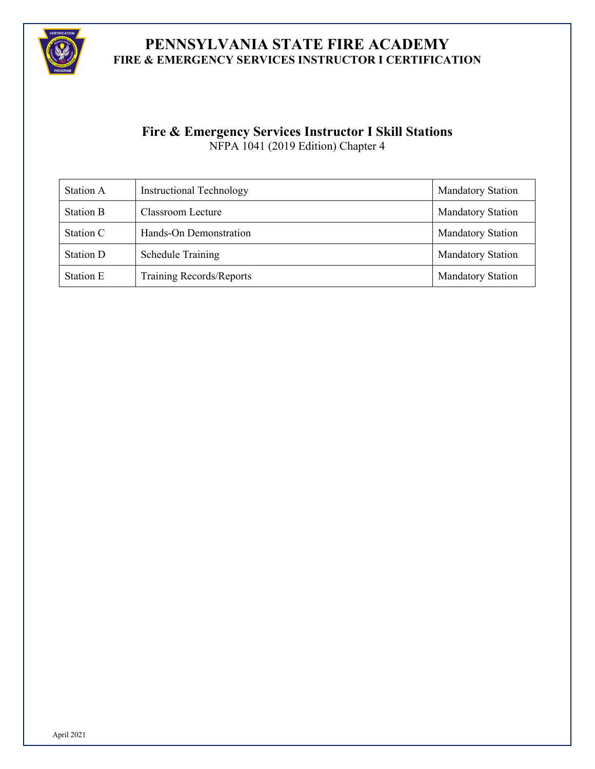# PENNSYLVANIA STATE FIRE ACADEMY
## FIRE & EMERGENCY SERVICES INSTRUCTOR I CERTIFICATION

### Fire & Emergency Services Instructor I Skill Stations
NFPA 1041 (2019 Edition) Chapter 4

| | | |
|---|---|---|
| Station A | Instructional Technology | Mandatory Station |
| Station B | Classroom Lecture | Mandatory Station |
| Station C | Hands-On Demonstration | Mandatory Station |
| Station D | Schedule Training | Mandatory Station |
| Station E | Training Records/Reports | Mandatory Station |

April 2021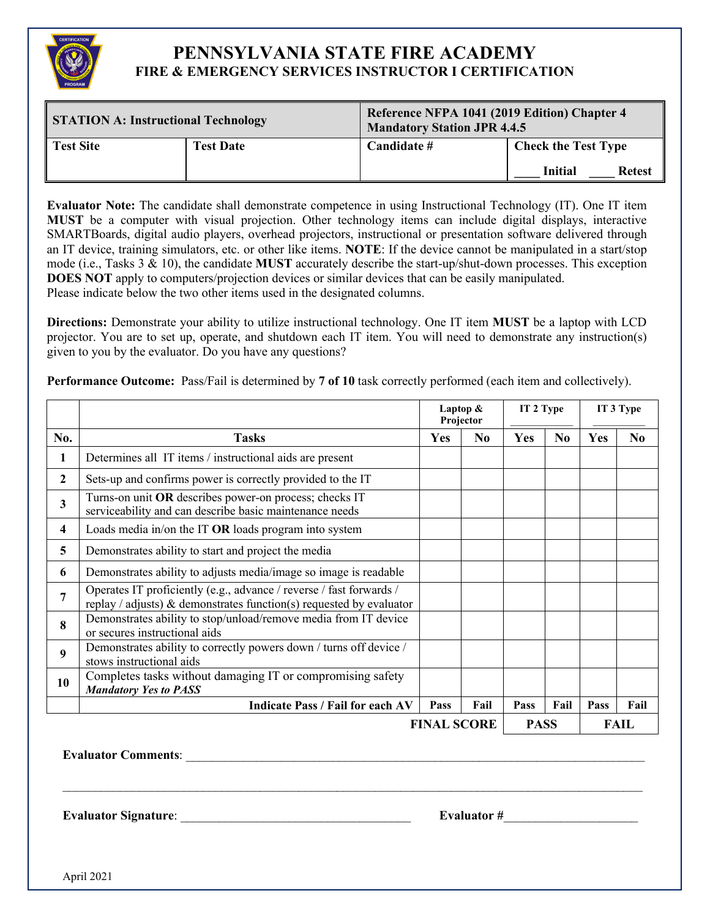# PENNSYLVANIA STATE FIRE ACADEMY

## FIRE & EMERGENCY SERVICES INSTRUCTOR I CERTIFICATION

| **STATION A: Instructional Technology** | | **Reference NFPA 1041 (2019 Edition) Chapter 4 Mandatory Station JPR 4.4.5** | |
|---|---|---|---|
| **Test Site** | **Test Date** | **Candidate #** | **Check the Test Type** ____ **Initial** ____ **Retest** |

**Evaluator Note:** The candidate shall demonstrate competence in using Instructional Technology (IT). One IT item **MUST** be a computer with visual projection. Other technology items can include digital displays, interactive SMARTBoards, digital audio players, overhead projectors, instructional or presentation software delivered through an IT device, training simulators, etc. or other like items. **NOTE**: If the device cannot be manipulated in a start/stop mode (i.e., Tasks 3 & 10), the candidate **MUST** accurately describe the start-up/shut-down processes. This exception **DOES NOT** apply to computers/projection devices or similar devices that can be easily manipulated. Please indicate below the two other items used in the designated columns.

**Directions:** Demonstrate your ability to utilize instructional technology. One IT item **MUST** be a laptop with LCD projector. You are to set up, operate, and shutdown each IT item. You will need to demonstrate any instruction(s) given to you by the evaluator. Do you have any questions?

**Performance Outcome:** Pass/Fail is determined by **7 of 10** task correctly performed (each item and collectively).

| | | **Laptop & Projector** | | **IT 2 Type** ________ | | **IT 3 Type** ________ | |
|---|---|---|---|---|---|---|---|
| **No.** | **Tasks** | **Yes** | **No** | **Yes** | **No** | **Yes** | **No** |
| **1** | Determines all IT items / instructional aids are present | | | | | | |
| **2** | Sets-up and confirms power is correctly provided to the IT | | | | | | |
| **3** | Turns-on unit **OR** describes power-on process; checks IT serviceability and can describe basic maintenance needs | | | | | | |
| **4** | Loads media in/on the IT **OR** loads program into system | | | | | | |
| **5** | Demonstrates ability to start and project the media | | | | | | |
| **6** | Demonstrates ability to adjusts media/image so image is readable | | | | | | |
| **7** | Operates IT proficiently (e.g., advance / reverse / fast forwards / replay / adjusts) & demonstrates function(s) requested by evaluator | | | | | | |
| **8** | Demonstrates ability to stop/unload/remove media from IT device or secures instructional aids | | | | | | |
| **9** | Demonstrates ability to correctly powers down / turns off device / stows instructional aids | | | | | | |
| **10** | Completes tasks without damaging IT or compromising safety ***Mandatory Yes to PASS*** | | | | | | |
| | **Indicate Pass / Fail for each AV** | **Pass** | **Fail** | **Pass** | **Fail** | **Pass** | **Fail** |
| | **FINAL SCORE** | | | **PASS** | | **FAIL** | |

**Evaluator Comments**: ____________________________________________________________

__________________________________________________________________________________

**Evaluator Signature**: ______________________________ **Evaluator #**__________________

April 2021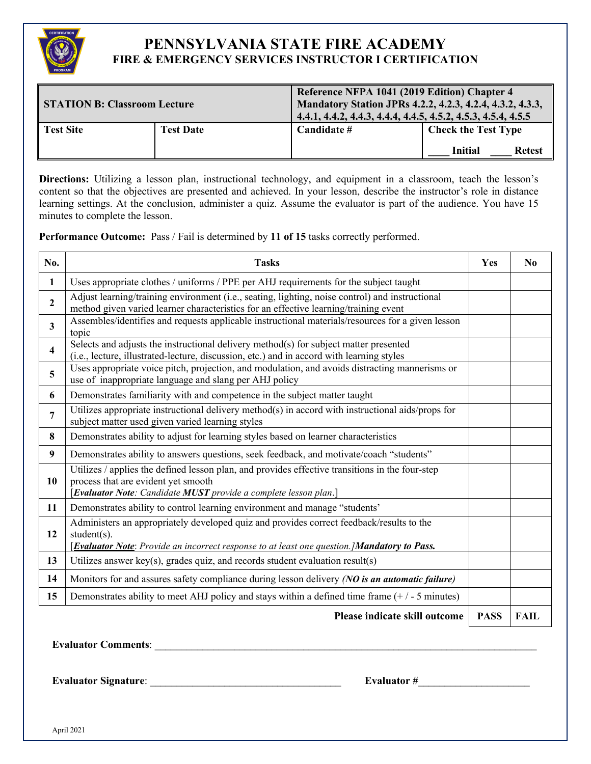# PENNSYLVANIA STATE FIRE ACADEMY
## FIRE & EMERGENCY SERVICES INSTRUCTOR I CERTIFICATION

| **STATION B: Classroom Lecture** | | **Reference NFPA 1041 (2019 Edition) Chapter 4 Mandatory Station JPRs 4.2.2, 4.2.3, 4.2.4, 4.3.2, 4.3.3, 4.4.1, 4.4.2, 4.4.3, 4.4.4, 4.4.5, 4.5.2, 4.5.3, 4.5.4, 4.5.5** | |
|---|---|---|---|
| **Test Site** | **Test Date** | **Candidate #** | **Check the Test Type**<br>____ **Initial** ____ **Retest** |

**Directions:** Utilizing a lesson plan, instructional technology, and equipment in a classroom, teach the lesson's content so that the objectives are presented and achieved. In your lesson, describe the instructor's role in distance learning settings. At the conclusion, administer a quiz. Assume the evaluator is part of the audience. You have 15 minutes to complete the lesson.

**Performance Outcome:** Pass / Fail is determined by **11 of 15** tasks correctly performed.

| No. | Tasks | Yes | No |
|---|---|---|---|
| **1** | Uses appropriate clothes / uniforms / PPE per AHJ requirements for the subject taught | | |
| **2** | Adjust learning/training environment (i.e., seating, lighting, noise control) and instructional method given varied learner characteristics for an effective learning/training event | | |
| **3** | Assembles/identifies and requests applicable instructional materials/resources for a given lesson topic | | |
| **4** | Selects and adjusts the instructional delivery method(s) for subject matter presented (i.e., lecture, illustrated-lecture, discussion, etc.) and in accord with learning styles | | |
| **5** | Uses appropriate voice pitch, projection, and modulation, and avoids distracting mannerisms or use of inappropriate language and slang per AHJ policy | | |
| **6** | Demonstrates familiarity with and competence in the subject matter taught | | |
| **7** | Utilizes appropriate instructional delivery method(s) in accord with instructional aids/props for subject matter used given varied learning styles | | |
| **8** | Demonstrates ability to adjust for learning styles based on learner characteristics | | |
| **9** | Demonstrates ability to answers questions, seek feedback, and motivate/coach "students" | | |
| **10** | Utilizes / applies the defined lesson plan, and provides effective transitions in the four-step process that are evident yet smooth<br>[***Evaluator Note****: Candidate* ***MUST*** *provide a complete lesson plan*.] | | |
| **11** | Demonstrates ability to control learning environment and manage "students' | | |
| **12** | Administers an appropriately developed quiz and provides correct feedback/results to the student(s).<br>[***Evaluator Note***: *Provide an incorrect response to at least one question.]****Mandatory to Pass.*** | | |
| **13** | Utilizes answer key(s), grades quiz, and records student evaluation result(s) | | |
| **14** | Monitors for and assures safety compliance during lesson delivery ***(NO is an automatic failure)*** | | |
| **15** | Demonstrates ability to meet AHJ policy and stays within a defined time frame (+ / - 5 minutes) | | |
| | **Please indicate skill outcome** | **PASS** | **FAIL** |

**Evaluator Comments**: ______________________________________________________________________

**Evaluator Signature**: ____________________________________ **Evaluator #**_____________________

April 2021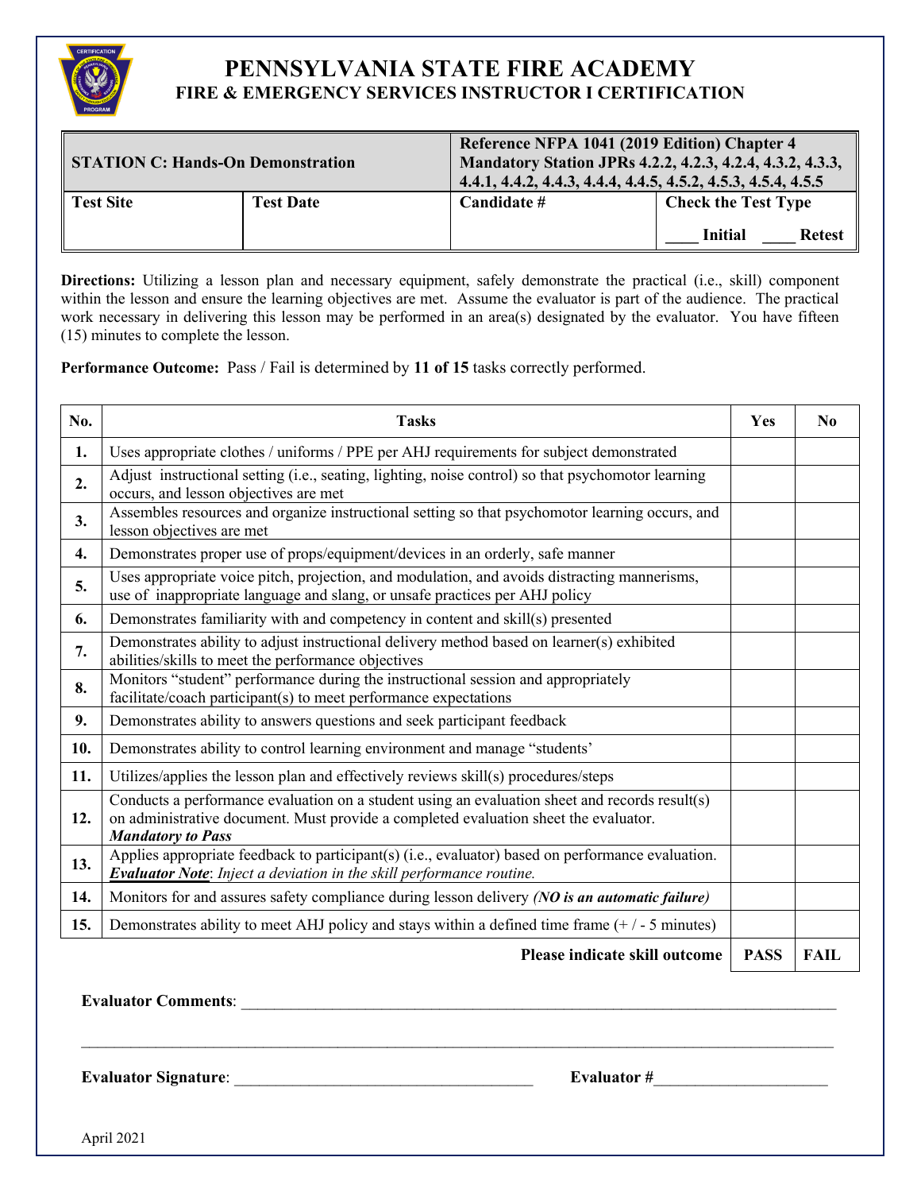# PENNSYLVANIA STATE FIRE ACADEMY
## FIRE & EMERGENCY SERVICES INSTRUCTOR I CERTIFICATION

| STATION C: Hands-On Demonstration | | Reference NFPA 1041 (2019 Edition) Chapter 4 Mandatory Station JPRs 4.2.2, 4.2.3, 4.2.4, 4.3.2, 4.3.3, 4.4.1, 4.4.2, 4.4.3, 4.4.4, 4.4.5, 4.5.2, 4.5.3, 4.5.4, 4.5.5 | |
|---|---|---|---|
| **Test Site** | **Test Date** | **Candidate #** | **Check the Test Type** ____ Initial ____ Retest |

**Directions:** Utilizing a lesson plan and necessary equipment, safely demonstrate the practical (i.e., skill) component within the lesson and ensure the learning objectives are met. Assume the evaluator is part of the audience. The practical work necessary in delivering this lesson may be performed in an area(s) designated by the evaluator. You have fifteen (15) minutes to complete the lesson.

**Performance Outcome:** Pass / Fail is determined by **11 of 15** tasks correctly performed.

| No. | Tasks | Yes | No |
|---|---|---|---|
| **1.** | Uses appropriate clothes / uniforms / PPE per AHJ requirements for subject demonstrated | | |
| **2.** | Adjust instructional setting (i.e., seating, lighting, noise control) so that psychomotor learning occurs, and lesson objectives are met | | |
| **3.** | Assembles resources and organize instructional setting so that psychomotor learning occurs, and lesson objectives are met | | |
| **4.** | Demonstrates proper use of props/equipment/devices in an orderly, safe manner | | |
| **5.** | Uses appropriate voice pitch, projection, and modulation, and avoids distracting mannerisms, use of inappropriate language and slang, or unsafe practices per AHJ policy | | |
| **6.** | Demonstrates familiarity with and competency in content and skill(s) presented | | |
| **7.** | Demonstrates ability to adjust instructional delivery method based on learner(s) exhibited abilities/skills to meet the performance objectives | | |
| **8.** | Monitors "student" performance during the instructional session and appropriately facilitate/coach participant(s) to meet performance expectations | | |
| **9.** | Demonstrates ability to answers questions and seek participant feedback | | |
| **10.** | Demonstrates ability to control learning environment and manage "students' | | |
| **11.** | Utilizes/applies the lesson plan and effectively reviews skill(s) procedures/steps | | |
| **12.** | Conducts a performance evaluation on a student using an evaluation sheet and records result(s) on administrative document. Must provide a completed evaluation sheet the evaluator. ***Mandatory to Pass*** | | |
| **13.** | Applies appropriate feedback to participant(s) (i.e., evaluator) based on performance evaluation. ***Evaluator Note**: Inject a deviation in the skill performance routine.* | | |
| **14.** | Monitors for and assures safety compliance during lesson delivery ***(NO is an automatic failure)*** | | |
| **15.** | Demonstrates ability to meet AHJ policy and stays within a defined time frame (+ / - 5 minutes) | | |
| | **Please indicate skill outcome** | **PASS** | **FAIL** |

**Evaluator Comments**: ____________________________________________

____________________________________________

**Evaluator Signature**: ______________________ **Evaluator #**______________________

April 2021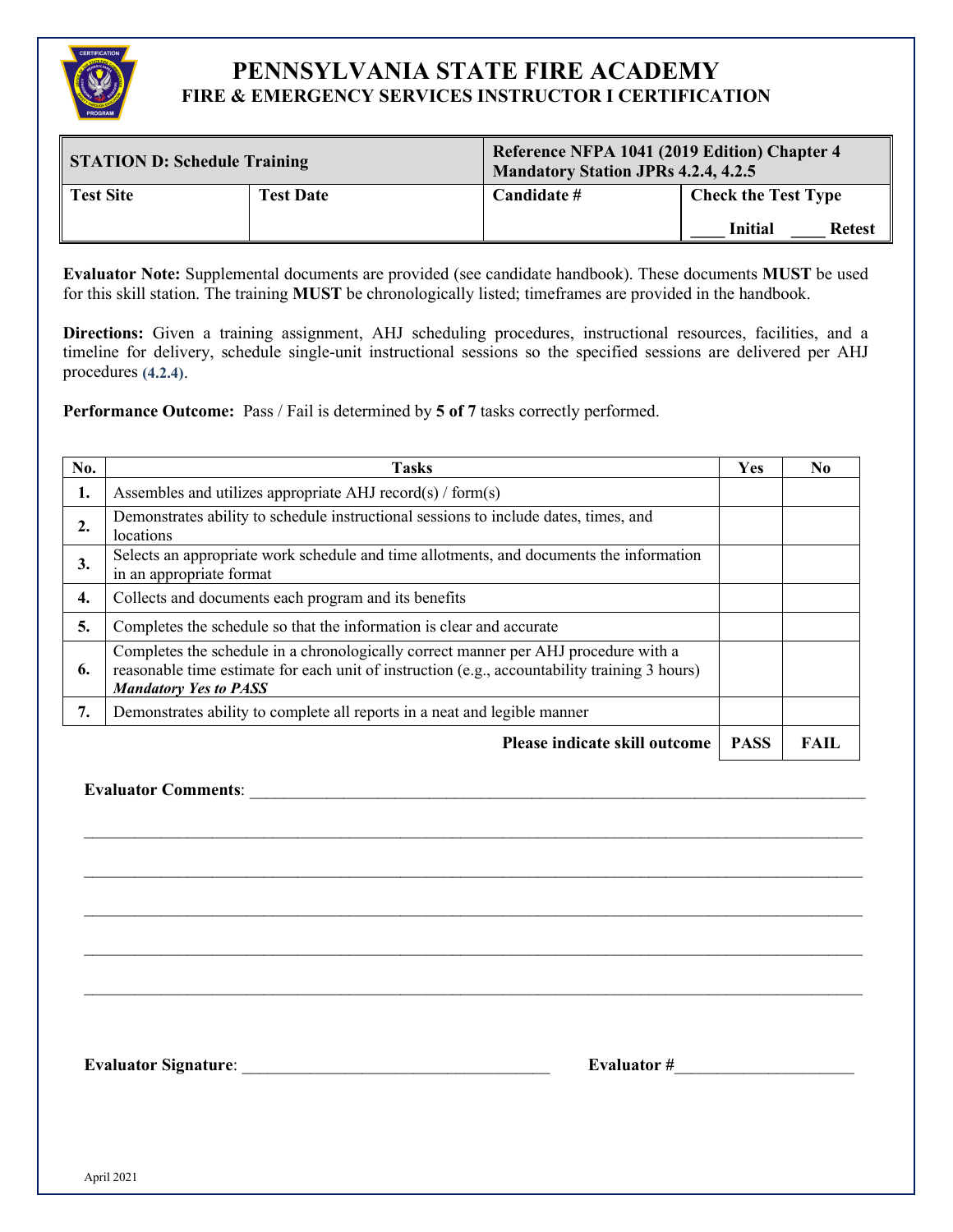# PENNSYLVANIA STATE FIRE ACADEMY
## FIRE & EMERGENCY SERVICES INSTRUCTOR I CERTIFICATION

| **STATION D: Schedule Training** | | **Reference NFPA 1041 (2019 Edition) Chapter 4 Mandatory Station JPRs 4.2.4, 4.2.5** | |
|---|---|---|---|
| **Test Site** | **Test Date** | **Candidate #** | **Check the Test Type** ____ **Initial** ____ **Retest** |

**Evaluator Note:** Supplemental documents are provided (see candidate handbook). These documents **MUST** be used for this skill station. The training **MUST** be chronologically listed; timeframes are provided in the handbook.

**Directions:** Given a training assignment, AHJ scheduling procedures, instructional resources, facilities, and a timeline for delivery, schedule single-unit instructional sessions so the specified sessions are delivered per AHJ procedures **(4.2.4)**.

**Performance Outcome:** Pass / Fail is determined by **5 of 7** tasks correctly performed.

| No. | Tasks | Yes | No |
|---|---|---|---|
| **1.** | Assembles and utilizes appropriate AHJ record(s) / form(s) | | |
| **2.** | Demonstrates ability to schedule instructional sessions to include dates, times, and locations | | |
| **3.** | Selects an appropriate work schedule and time allotments, and documents the information in an appropriate format | | |
| **4.** | Collects and documents each program and its benefits | | |
| **5.** | Completes the schedule so that the information is clear and accurate | | |
| **6.** | Completes the schedule in a chronologically correct manner per AHJ procedure with a reasonable time estimate for each unit of instruction (e.g., accountability training 3 hours) ***Mandatory Yes to PASS*** | | |
| **7.** | Demonstrates ability to complete all reports in a neat and legible manner | | |
| | **Please indicate skill outcome** | **PASS** | **FAIL** |

**Evaluator Comments**: ______________________________________________________________________________

______________________________________________________________________________

______________________________________________________________________________

______________________________________________________________________________

______________________________________________________________________________

______________________________________________________________________________

**Evaluator Signature**: ______________________________________ **Evaluator #**______________________

April 2021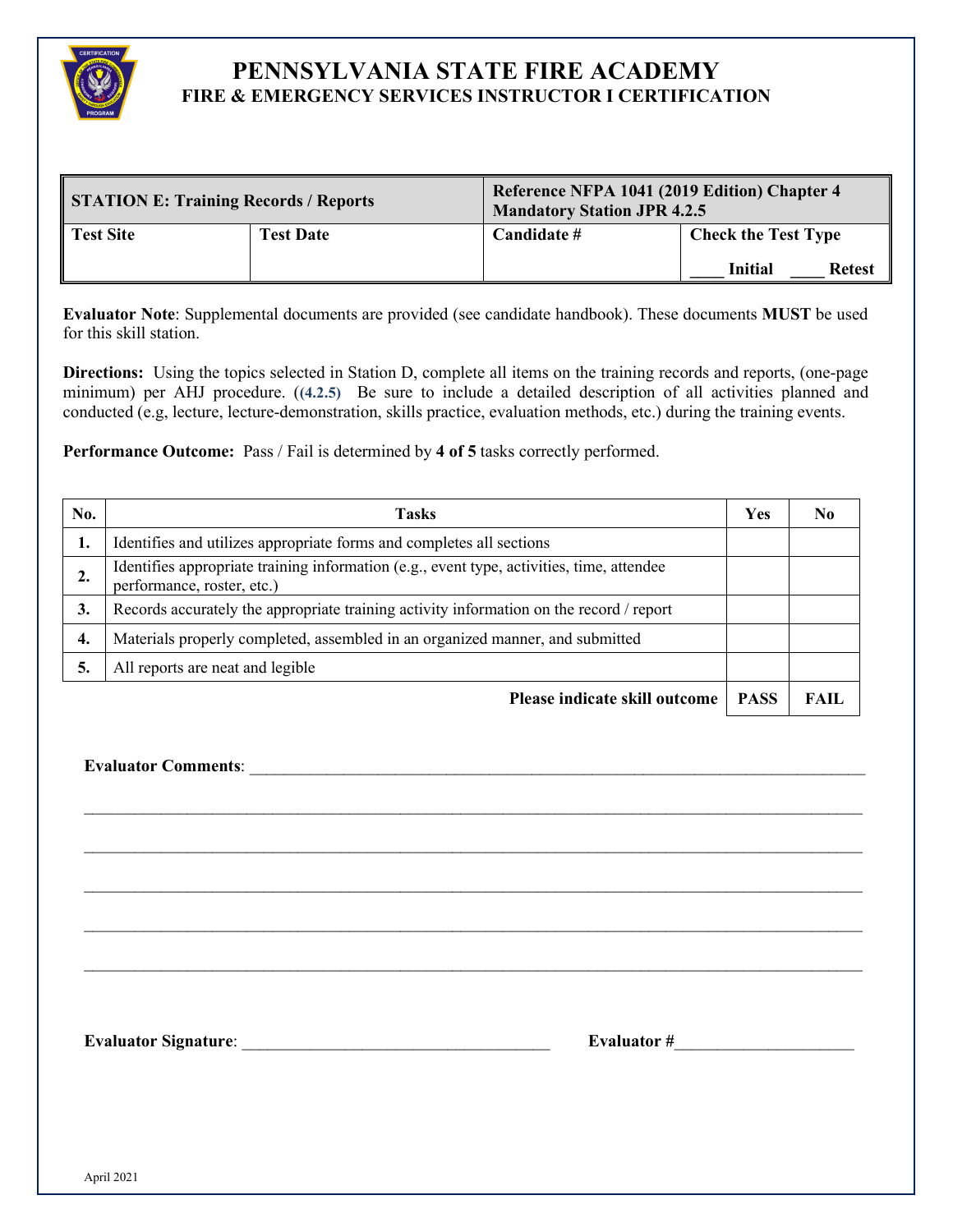# PENNSYLVANIA STATE FIRE ACADEMY

## FIRE & EMERGENCY SERVICES INSTRUCTOR I CERTIFICATION

| **STATION E: Training Records / Reports** | | **Reference NFPA 1041 (2019 Edition) Chapter 4 Mandatory Station JPR 4.2.5** | |
|---|---|---|---|
| **Test Site** | **Test Date** | **Candidate #** | **Check the Test Type** ____ **Initial** ____ **Retest** |

**Evaluator Note**: Supplemental documents are provided (see candidate handbook). These documents **MUST** be used for this skill station.

**Directions:** Using the topics selected in Station D, complete all items on the training records and reports, (one-page minimum) per AHJ procedure. (**(4.2.5)** Be sure to include a detailed description of all activities planned and conducted (e.g, lecture, lecture-demonstration, skills practice, evaluation methods, etc.) during the training events.

**Performance Outcome:** Pass / Fail is determined by **4 of 5** tasks correctly performed.

| No. | Tasks | Yes | No |
|---|---|---|---|
| **1.** | Identifies and utilizes appropriate forms and completes all sections | | |
| **2.** | Identifies appropriate training information (e.g., event type, activities, time, attendee performance, roster, etc.) | | |
| **3.** | Records accurately the appropriate training activity information on the record / report | | |
| **4.** | Materials properly completed, assembled in an organized manner, and submitted | | |
| **5.** | All reports are neat and legible | | |
| | **Please indicate skill outcome** | **PASS** | **FAIL** |

**Evaluator Comments**: ______________________________________________________________________________

______________________________________________________________________________

______________________________________________________________________________

______________________________________________________________________________

______________________________________________________________________________

______________________________________________________________________________

**Evaluator Signature**: ______________________________________ **Evaluator #**______________________

April 2021